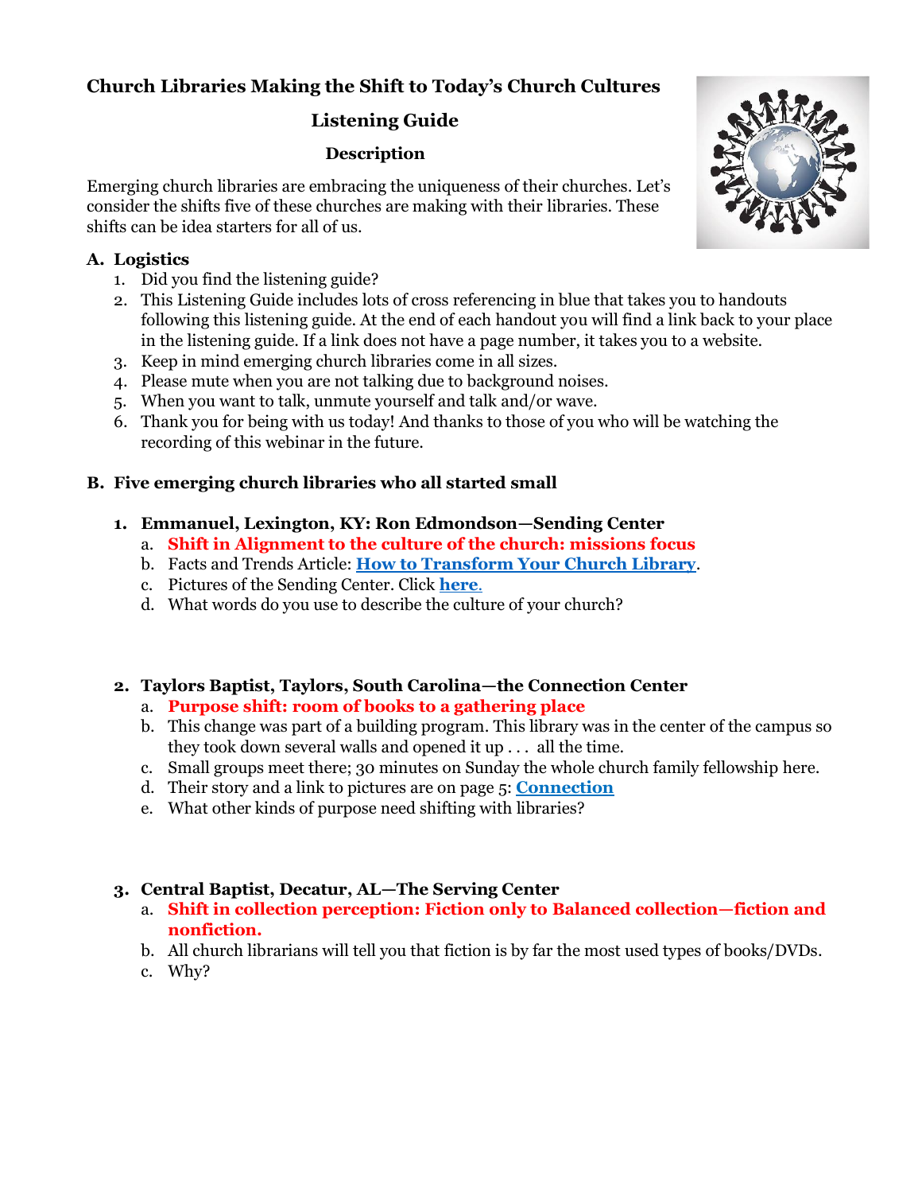# Church Libraries Making the Shift to Today's Church Cultures

## Listening Guide

### Description

Emerging church libraries are embracing the uniqueness of their churches. Let's consider the shifts five of these churches are making with their libraries. These shifts can be idea starters for all of us.

## A. Logistics

1. Did you find the listening guide?
2. This Listening Guide includes lots of cross referencing in blue that takes you to handouts following this listening guide. At the end of each handout you will find a link back to your place in the listening guide. If a link does not have a page number, it takes you to a website.
3. Keep in mind emerging church libraries come in all sizes.
4. Please mute when you are not talking due to background noises.
5. When you want to talk, unmute yourself and talk and/or wave.
6. Thank you for being with us today! And thanks to those of you who will be watching the recording of this webinar in the future.

## B. Five emerging church libraries who all started small

### 1. Emmanuel, Lexington, KY: Ron Edmondson—Sending Center

a. **Shift in Alignment to the culture of the church: missions focus**
b. Facts and Trends Article: **How to Transform Your Church Library**.
c. Pictures of the Sending Center. Click **here**.
d. What words do you use to describe the culture of your church?

### 2. Taylors Baptist, Taylors, South Carolina—the Connection Center

a. **Purpose shift: room of books to a gathering place**
b. This change was part of a building program. This library was in the center of the campus so they took down several walls and opened it up . . . all the time.
c. Small groups meet there; 30 minutes on Sunday the whole church family fellowship here.
d. Their story and a link to pictures are on page 5: **Connection**
e. What other kinds of purpose need shifting with libraries?

### 3. Central Baptist, Decatur, AL—The Serving Center

a. **Shift in collection perception: Fiction only to Balanced collection—fiction and nonfiction.**
b. All church librarians will tell you that fiction is by far the most used types of books/DVDs.
c. Why?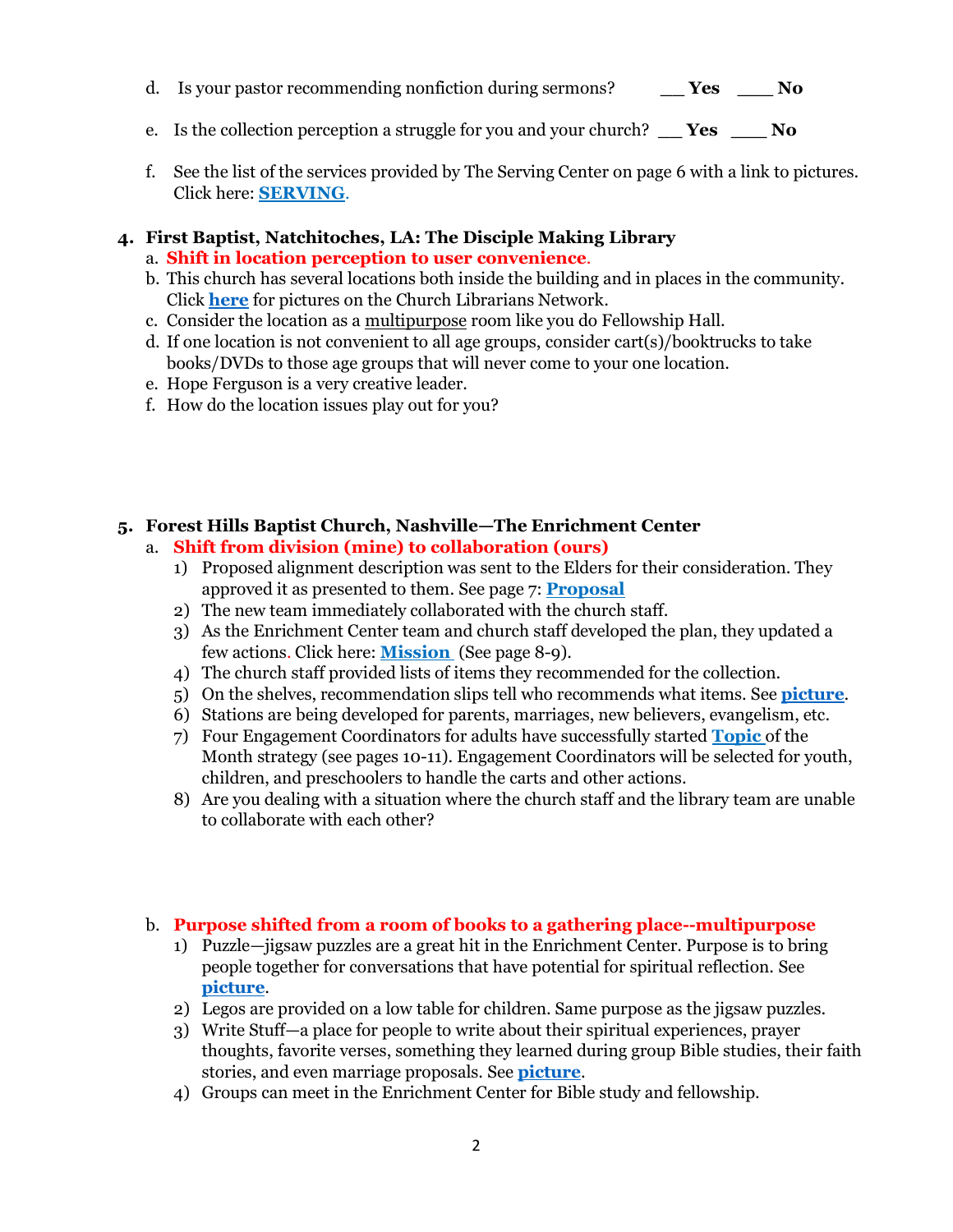d. Is your pastor recommending nonfiction during sermons? __ **Yes** ___ **No**

e. Is the collection perception a struggle for you and your church? __ **Yes** ___ **No**

f. See the list of the services provided by The Serving Center on page 6 with a link to pictures. Click here: **SERVING**.

### 4. First Baptist, Natchitoches, LA: The Disciple Making Library

a. **Shift in location perception to user convenience.**

b. This church has several locations both inside the building and in places in the community. Click **here** for pictures on the Church Librarians Network.

c. Consider the location as a multipurpose room like you do Fellowship Hall.

d. If one location is not convenient to all age groups, consider cart(s)/booktrucks to take books/DVDs to those age groups that will never come to your one location.

e. Hope Ferguson is a very creative leader.

f. How do the location issues play out for you?

### 5. Forest Hills Baptist Church, Nashville—The Enrichment Center

a. **Shift from division (mine) to collaboration (ours)**

1) Proposed alignment description was sent to the Elders for their consideration. They approved it as presented to them. See page 7: **Proposal**
2) The new team immediately collaborated with the church staff.
3) As the Enrichment Center team and church staff developed the plan, they updated a few actions. Click here: **Mission** (See page 8-9).
4) The church staff provided lists of items they recommended for the collection.
5) On the shelves, recommendation slips tell who recommends what items. See **picture**.
6) Stations are being developed for parents, marriages, new believers, evangelism, etc.
7) Four Engagement Coordinators for adults have successfully started **Topic** of the Month strategy (see pages 10-11). Engagement Coordinators will be selected for youth, children, and preschoolers to handle the carts and other actions.
8) Are you dealing with a situation where the church staff and the library team are unable to collaborate with each other?

b. **Purpose shifted from a room of books to a gathering place--multipurpose**

1) Puzzle—jigsaw puzzles are a great hit in the Enrichment Center. Purpose is to bring people together for conversations that have potential for spiritual reflection. See **picture**.
2) Legos are provided on a low table for children. Same purpose as the jigsaw puzzles.
3) Write Stuff—a place for people to write about their spiritual experiences, prayer thoughts, favorite verses, something they learned during group Bible studies, their faith stories, and even marriage proposals. See **picture**.
4) Groups can meet in the Enrichment Center for Bible study and fellowship.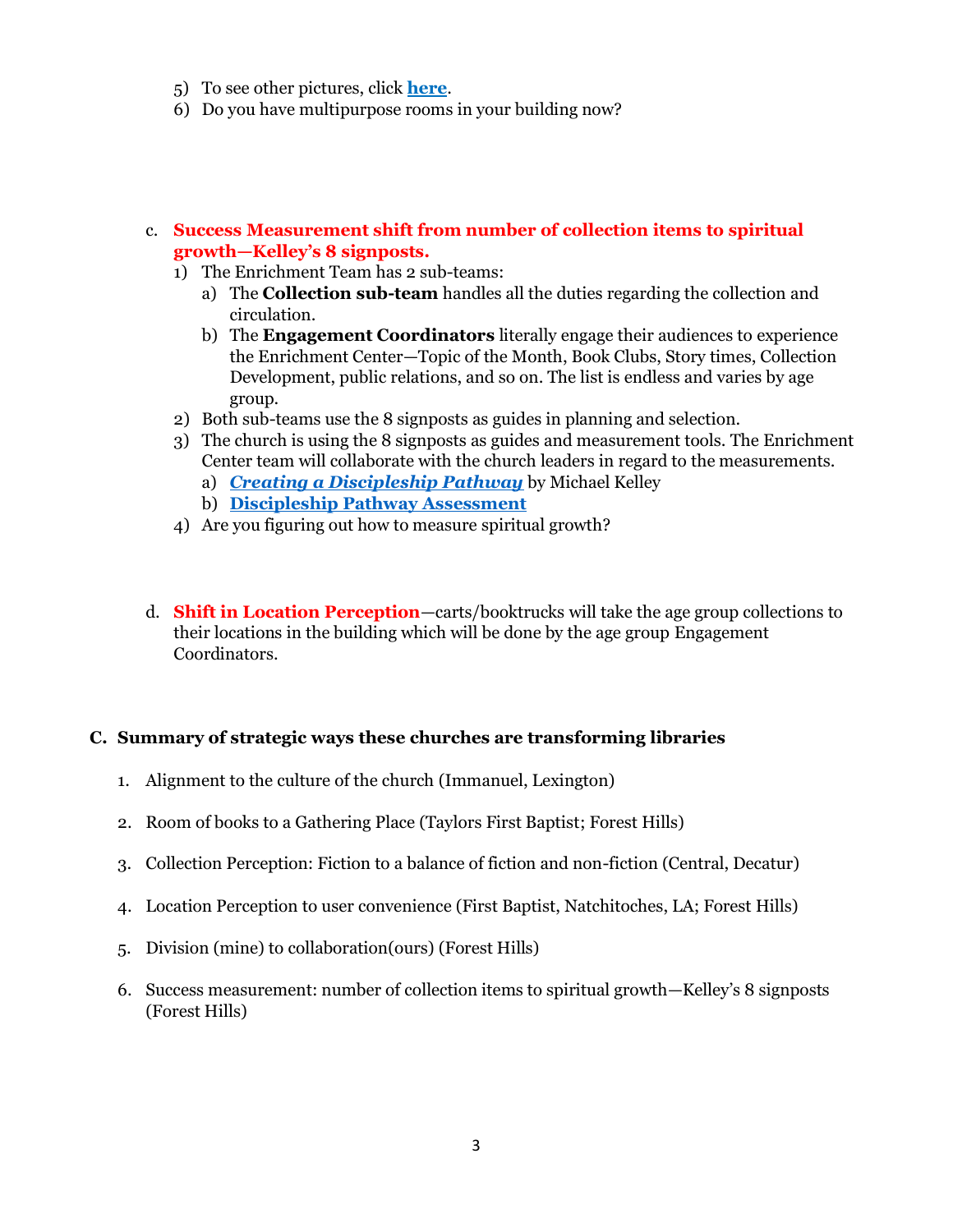5) To see other pictures, click **here**.
6) Do you have multipurpose rooms in your building now?

c. **Success Measurement shift from number of collection items to spiritual growth—Kelley's 8 signposts.**
   1) The Enrichment Team has 2 sub-teams:
      a) The **Collection sub-team** handles all the duties regarding the collection and circulation.
      b) The **Engagement Coordinators** literally engage their audiences to experience the Enrichment Center—Topic of the Month, Book Clubs, Story times, Collection Development, public relations, and so on. The list is endless and varies by age group.
   2) Both sub-teams use the 8 signposts as guides in planning and selection.
   3) The church is using the 8 signposts as guides and measurement tools. The Enrichment Center team will collaborate with the church leaders in regard to the measurements.
      a) ***Creating a Discipleship Pathway*** by Michael Kelley
      b) **Discipleship Pathway Assessment**
   4) Are you figuring out how to measure spiritual growth?

d. **Shift in Location Perception**—carts/booktrucks will take the age group collections to their locations in the building which will be done by the age group Engagement Coordinators.

## C. Summary of strategic ways these churches are transforming libraries

1. Alignment to the culture of the church (Immanuel, Lexington)
2. Room of books to a Gathering Place (Taylors First Baptist; Forest Hills)
3. Collection Perception: Fiction to a balance of fiction and non-fiction (Central, Decatur)
4. Location Perception to user convenience (First Baptist, Natchitoches, LA; Forest Hills)
5. Division (mine) to collaboration(ours) (Forest Hills)
6. Success measurement: number of collection items to spiritual growth—Kelley's 8 signposts (Forest Hills)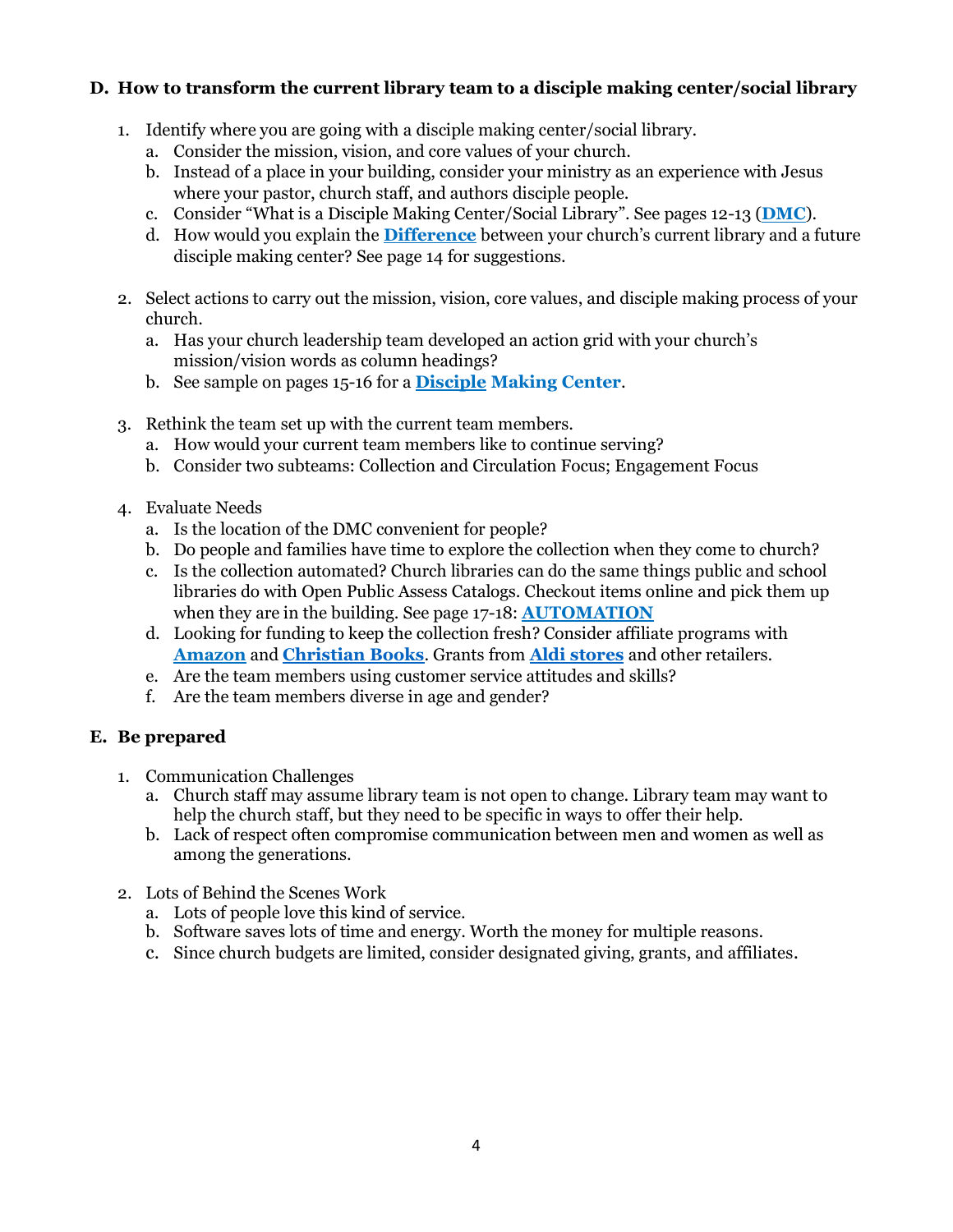## D. How to transform the current library team to a disciple making center/social library

1. Identify where you are going with a disciple making center/social library.
   a. Consider the mission, vision, and core values of your church.
   b. Instead of a place in your building, consider your ministry as an experience with Jesus where your pastor, church staff, and authors disciple people.
   c. Consider "What is a Disciple Making Center/Social Library". See pages 12-13 (**DMC**).
   d. How would you explain the **Difference** between your church's current library and a future disciple making center? See page 14 for suggestions.

2. Select actions to carry out the mission, vision, core values, and disciple making process of your church.
   a. Has your church leadership team developed an action grid with your church's mission/vision words as column headings?
   b. See sample on pages 15-16 for a **Disciple Making Center**.

3. Rethink the team set up with the current team members.
   a. How would your current team members like to continue serving?
   b. Consider two subteams: Collection and Circulation Focus; Engagement Focus

4. Evaluate Needs
   a. Is the location of the DMC convenient for people?
   b. Do people and families have time to explore the collection when they come to church?
   c. Is the collection automated? Church libraries can do the same things public and school libraries do with Open Public Assess Catalogs. Checkout items online and pick them up when they are in the building. See page 17-18: **AUTOMATION**
   d. Looking for funding to keep the collection fresh? Consider affiliate programs with **Amazon** and **Christian Books**. Grants from **Aldi stores** and other retailers.
   e. Are the team members using customer service attitudes and skills?
   f. Are the team members diverse in age and gender?

## E. Be prepared

1. Communication Challenges
   a. Church staff may assume library team is not open to change. Library team may want to help the church staff, but they need to be specific in ways to offer their help.
   b. Lack of respect often compromise communication between men and women as well as among the generations.

2. Lots of Behind the Scenes Work
   a. Lots of people love this kind of service.
   b. Software saves lots of time and energy. Worth the money for multiple reasons.
   c. Since church budgets are limited, consider designated giving, grants, and affiliates.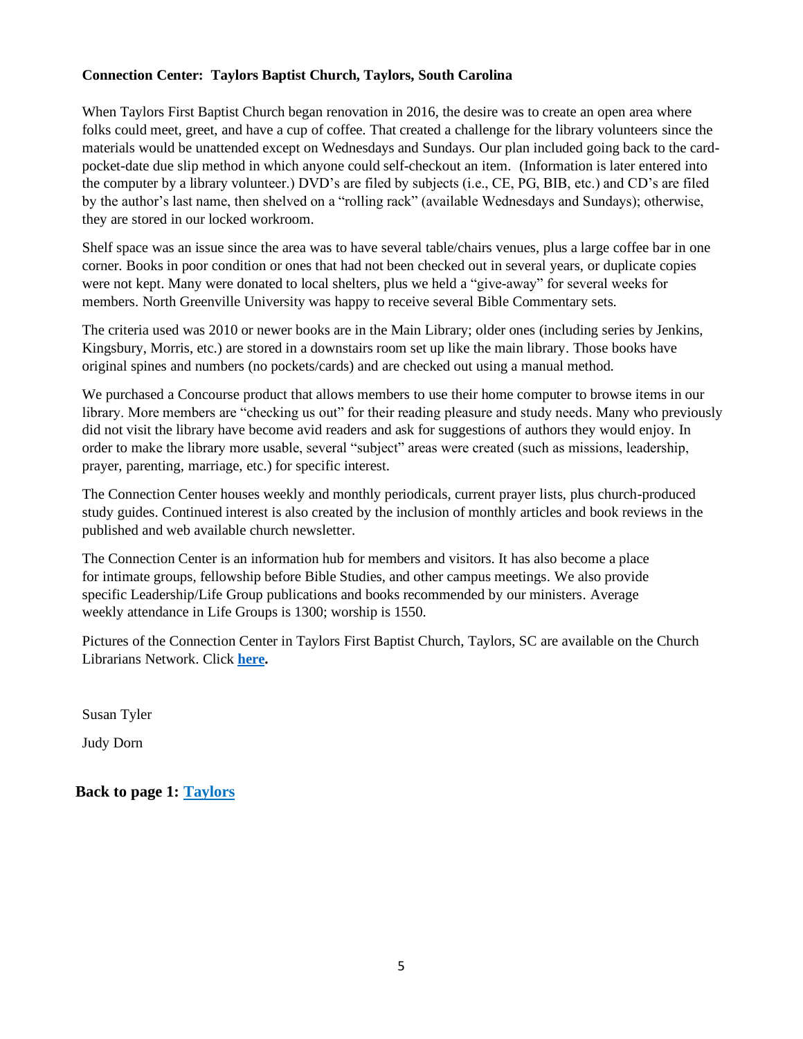**Connection Center: Taylors Baptist Church, Taylors, South Carolina**

When Taylors First Baptist Church began renovation in 2016, the desire was to create an open area where folks could meet, greet, and have a cup of coffee. That created a challenge for the library volunteers since the materials would be unattended except on Wednesdays and Sundays. Our plan included going back to the card-pocket-date due slip method in which anyone could self-checkout an item. (Information is later entered into the computer by a library volunteer.) DVD's are filed by subjects (i.e., CE, PG, BIB, etc.) and CD's are filed by the author's last name, then shelved on a "rolling rack" (available Wednesdays and Sundays); otherwise, they are stored in our locked workroom.

Shelf space was an issue since the area was to have several table/chairs venues, plus a large coffee bar in one corner. Books in poor condition or ones that had not been checked out in several years, or duplicate copies were not kept. Many were donated to local shelters, plus we held a "give-away" for several weeks for members. North Greenville University was happy to receive several Bible Commentary sets.

The criteria used was 2010 or newer books are in the Main Library; older ones (including series by Jenkins, Kingsbury, Morris, etc.) are stored in a downstairs room set up like the main library. Those books have original spines and numbers (no pockets/cards) and are checked out using a manual method.

We purchased a Concourse product that allows members to use their home computer to browse items in our library. More members are "checking us out" for their reading pleasure and study needs. Many who previously did not visit the library have become avid readers and ask for suggestions of authors they would enjoy. In order to make the library more usable, several "subject" areas were created (such as missions, leadership, prayer, parenting, marriage, etc.) for specific interest.

The Connection Center houses weekly and monthly periodicals, current prayer lists, plus church-produced study guides. Continued interest is also created by the inclusion of monthly articles and book reviews in the published and web available church newsletter.

The Connection Center is an information hub for members and visitors. It has also become a place for intimate groups, fellowship before Bible Studies, and other campus meetings. We also provide specific Leadership/Life Group publications and books recommended by our ministers. Average weekly attendance in Life Groups is 1300; worship is 1550.

Pictures of the Connection Center in Taylors First Baptist Church, Taylors, SC are available on the Church Librarians Network. Click **here.**

Susan Tyler

Judy Dorn

**Back to page 1: Taylors**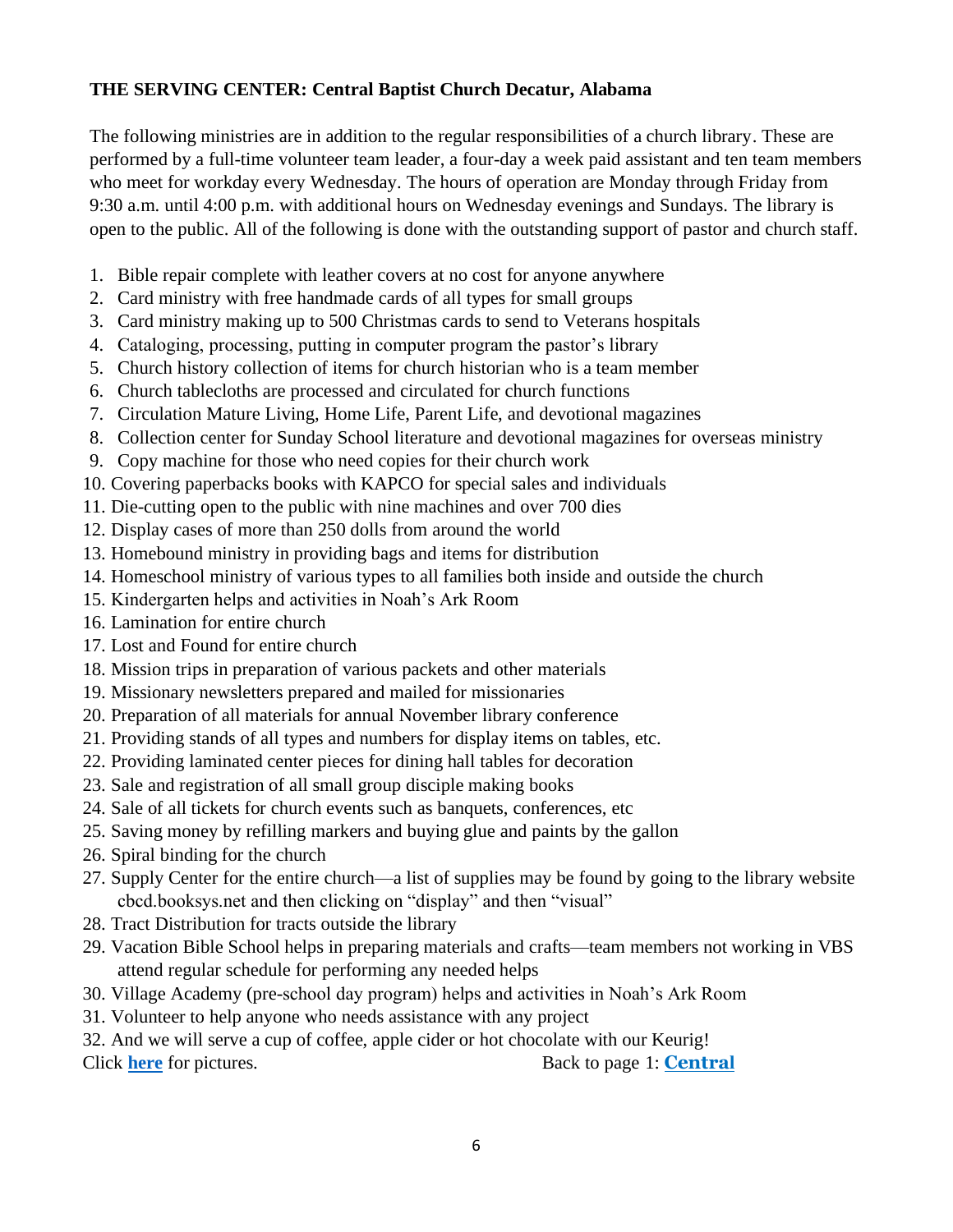**THE SERVING CENTER: Central Baptist Church Decatur, Alabama**

The following ministries are in addition to the regular responsibilities of a church library. These are performed by a full-time volunteer team leader, a four-day a week paid assistant and ten team members who meet for workday every Wednesday. The hours of operation are Monday through Friday from 9:30 a.m. until 4:00 p.m. with additional hours on Wednesday evenings and Sundays. The library is open to the public. All of the following is done with the outstanding support of pastor and church staff.

1. Bible repair complete with leather covers at no cost for anyone anywhere
2. Card ministry with free handmade cards of all types for small groups
3. Card ministry making up to 500 Christmas cards to send to Veterans hospitals
4. Cataloging, processing, putting in computer program the pastor's library
5. Church history collection of items for church historian who is a team member
6. Church tablecloths are processed and circulated for church functions
7. Circulation Mature Living, Home Life, Parent Life, and devotional magazines
8. Collection center for Sunday School literature and devotional magazines for overseas ministry
9. Copy machine for those who need copies for their church work
10. Covering paperbacks books with KAPCO for special sales and individuals
11. Die-cutting open to the public with nine machines and over 700 dies
12. Display cases of more than 250 dolls from around the world
13. Homebound ministry in providing bags and items for distribution
14. Homeschool ministry of various types to all families both inside and outside the church
15. Kindergarten helps and activities in Noah's Ark Room
16. Lamination for entire church
17. Lost and Found for entire church
18. Mission trips in preparation of various packets and other materials
19. Missionary newsletters prepared and mailed for missionaries
20. Preparation of all materials for annual November library conference
21. Providing stands of all types and numbers for display items on tables, etc.
22. Providing laminated center pieces for dining hall tables for decoration
23. Sale and registration of all small group disciple making books
24. Sale of all tickets for church events such as banquets, conferences, etc
25. Saving money by refilling markers and buying glue and paints by the gallon
26. Spiral binding for the church
27. Supply Center for the entire church—a list of supplies may be found by going to the library website cbcd.booksys.net and then clicking on "display" and then "visual"
28. Tract Distribution for tracts outside the library
29. Vacation Bible School helps in preparing materials and crafts—team members not working in VBS attend regular schedule for performing any needed helps
30. Village Academy (pre-school day program) helps and activities in Noah's Ark Room
31. Volunteer to help anyone who needs assistance with any project
32. And we will serve a cup of coffee, apple cider or hot chocolate with our Keurig!

Click **here** for pictures. Back to page 1: **Central**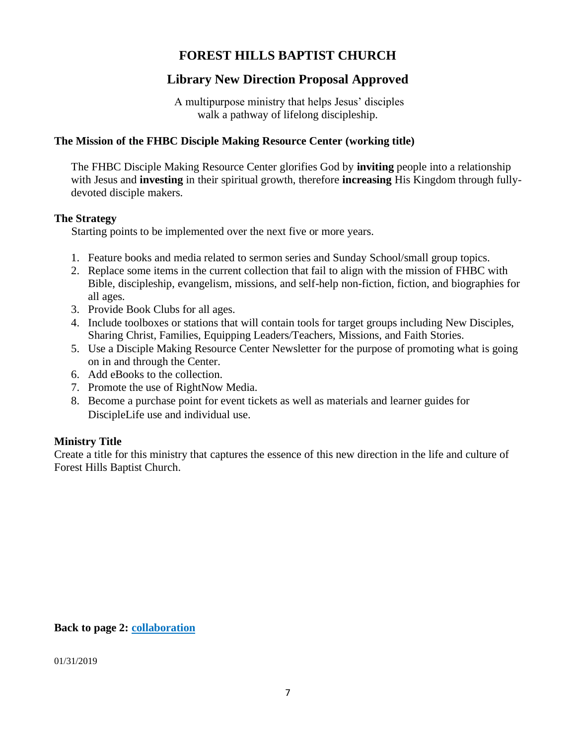# FOREST HILLS BAPTIST CHURCH

## Library New Direction Proposal Approved

A multipurpose ministry that helps Jesus' disciples
walk a pathway of lifelong discipleship.

### The Mission of the FHBC Disciple Making Resource Center (working title)

The FHBC Disciple Making Resource Center glorifies God by **inviting** people into a relationship with Jesus and **investing** in their spiritual growth, therefore **increasing** His Kingdom through fully-devoted disciple makers.

### The Strategy

Starting points to be implemented over the next five or more years.

1. Feature books and media related to sermon series and Sunday School/small group topics.
2. Replace some items in the current collection that fail to align with the mission of FHBC with Bible, discipleship, evangelism, missions, and self-help non-fiction, fiction, and biographies for all ages.
3. Provide Book Clubs for all ages.
4. Include toolboxes or stations that will contain tools for target groups including New Disciples, Sharing Christ, Families, Equipping Leaders/Teachers, Missions, and Faith Stories.
5. Use a Disciple Making Resource Center Newsletter for the purpose of promoting what is going on in and through the Center.
6. Add eBooks to the collection.
7. Promote the use of RightNow Media.
8. Become a purchase point for event tickets as well as materials and learner guides for DiscipleLife use and individual use.

### Ministry Title

Create a title for this ministry that captures the essence of this new direction in the life and culture of Forest Hills Baptist Church.

**Back to page 2: collaboration**

01/31/2019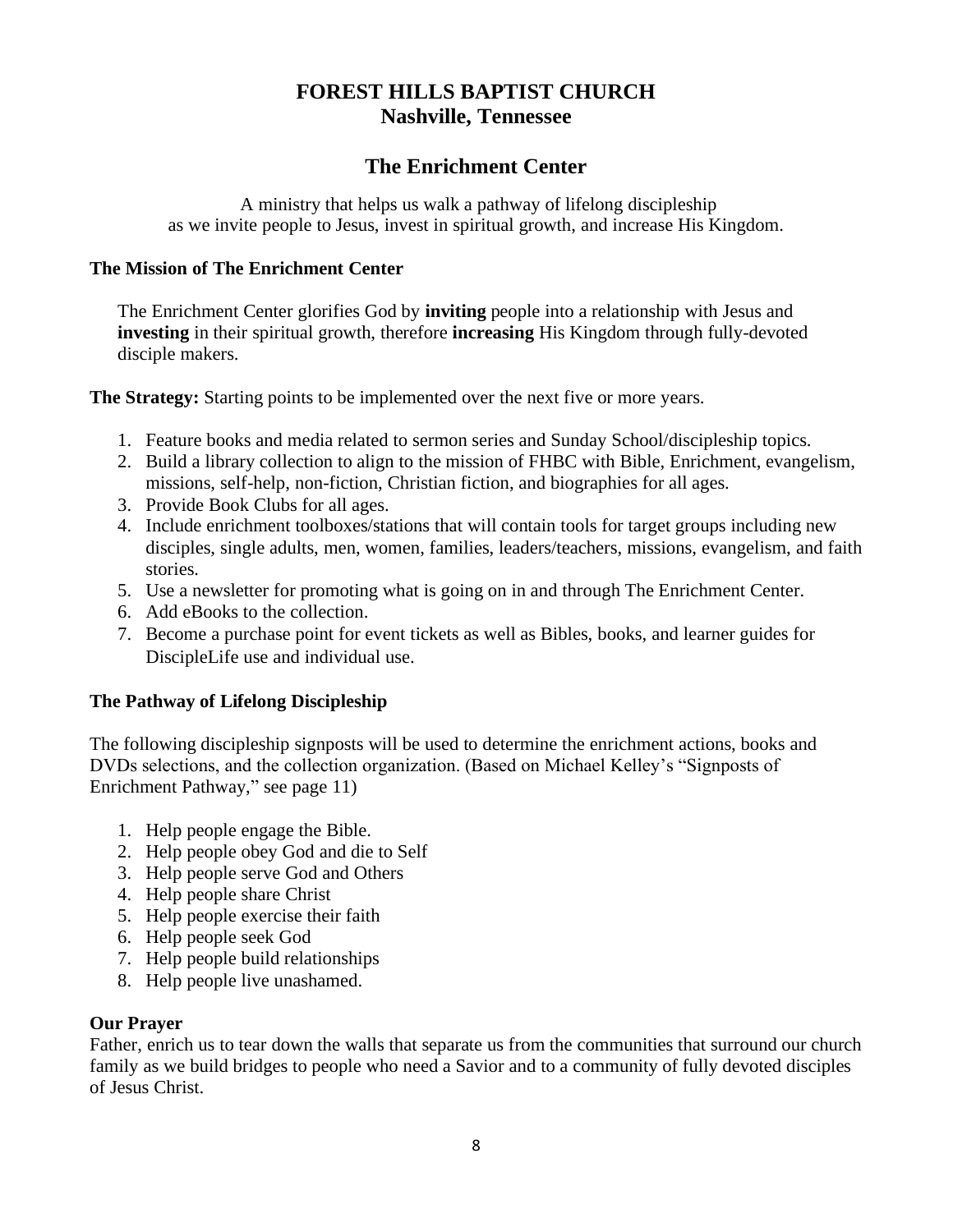# FOREST HILLS BAPTIST CHURCH
## Nashville, Tennessee

## The Enrichment Center

A ministry that helps us walk a pathway of lifelong discipleship as we invite people to Jesus, invest in spiritual growth, and increase His Kingdom.

### The Mission of The Enrichment Center

The Enrichment Center glorifies God by **inviting** people into a relationship with Jesus and **investing** in their spiritual growth, therefore **increasing** His Kingdom through fully-devoted disciple makers.

**The Strategy:** Starting points to be implemented over the next five or more years.

1. Feature books and media related to sermon series and Sunday School/discipleship topics.
2. Build a library collection to align to the mission of FHBC with Bible, Enrichment, evangelism, missions, self-help, non-fiction, Christian fiction, and biographies for all ages.
3. Provide Book Clubs for all ages.
4. Include enrichment toolboxes/stations that will contain tools for target groups including new disciples, single adults, men, women, families, leaders/teachers, missions, evangelism, and faith stories.
5. Use a newsletter for promoting what is going on in and through The Enrichment Center.
6. Add eBooks to the collection.
7. Become a purchase point for event tickets as well as Bibles, books, and learner guides for DiscipleLife use and individual use.

### The Pathway of Lifelong Discipleship

The following discipleship signposts will be used to determine the enrichment actions, books and DVDs selections, and the collection organization. (Based on Michael Kelley's "Signposts of Enrichment Pathway," see page 11)

1. Help people engage the Bible.
2. Help people obey God and die to Self
3. Help people serve God and Others
4. Help people share Christ
5. Help people exercise their faith
6. Help people seek God
7. Help people build relationships
8. Help people live unashamed.

### Our Prayer

Father, enrich us to tear down the walls that separate us from the communities that surround our church family as we build bridges to people who need a Savior and to a community of fully devoted disciples of Jesus Christ.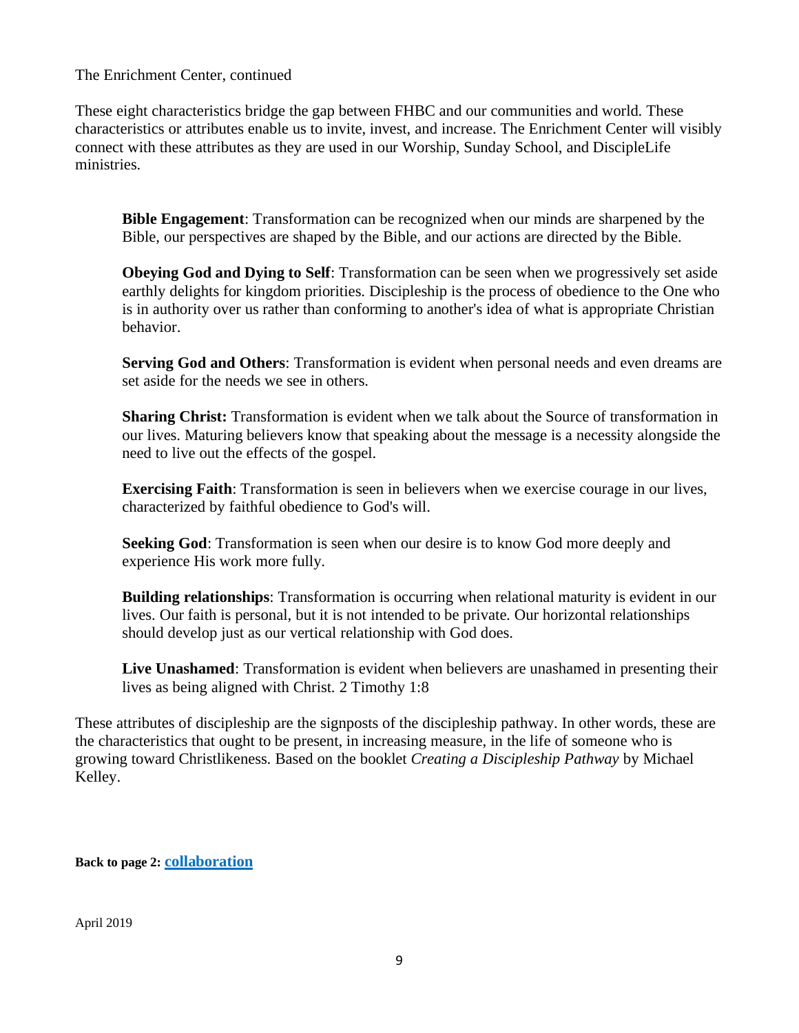The Enrichment Center, continued

These eight characteristics bridge the gap between FHBC and our communities and world. These characteristics or attributes enable us to invite, invest, and increase. The Enrichment Center will visibly connect with these attributes as they are used in our Worship, Sunday School, and DiscipleLife ministries.

**Bible Engagement**: Transformation can be recognized when our minds are sharpened by the Bible, our perspectives are shaped by the Bible, and our actions are directed by the Bible.

**Obeying God and Dying to Self**: Transformation can be seen when we progressively set aside earthly delights for kingdom priorities. Discipleship is the process of obedience to the One who is in authority over us rather than conforming to another's idea of what is appropriate Christian behavior.

**Serving God and Others**: Transformation is evident when personal needs and even dreams are set aside for the needs we see in others.

**Sharing Christ:** Transformation is evident when we talk about the Source of transformation in our lives. Maturing believers know that speaking about the message is a necessity alongside the need to live out the effects of the gospel.

**Exercising Faith**: Transformation is seen in believers when we exercise courage in our lives, characterized by faithful obedience to God's will.

**Seeking God**: Transformation is seen when our desire is to know God more deeply and experience His work more fully.

**Building relationships**: Transformation is occurring when relational maturity is evident in our lives. Our faith is personal, but it is not intended to be private. Our horizontal relationships should develop just as our vertical relationship with God does.

**Live Unashamed**: Transformation is evident when believers are unashamed in presenting their lives as being aligned with Christ. 2 Timothy 1:8

These attributes of discipleship are the signposts of the discipleship pathway. In other words, these are the characteristics that ought to be present, in increasing measure, in the life of someone who is growing toward Christlikeness. Based on the booklet *Creating a Discipleship Pathway* by Michael Kelley.

**Back to page 2: collaboration**

April 2019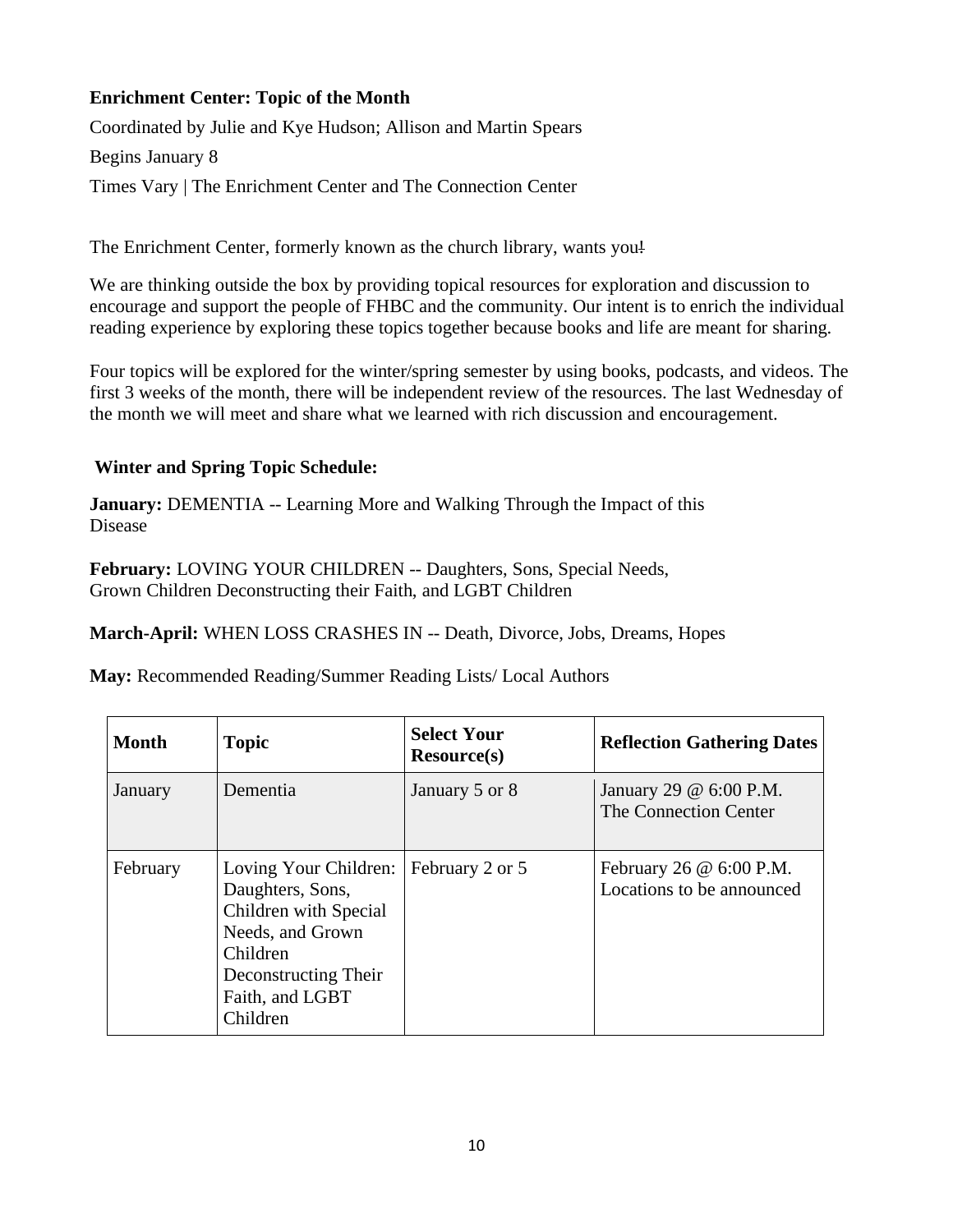**Enrichment Center: Topic of the Month**

Coordinated by Julie and Kye Hudson; Allison and Martin Spears

Begins January 8

Times Vary | The Enrichment Center and The Connection Center

The Enrichment Center, formerly known as the church library, wants you!

We are thinking outside the box by providing topical resources for exploration and discussion to encourage and support the people of FHBC and the community. Our intent is to enrich the individual reading experience by exploring these topics together because books and life are meant for sharing.

Four topics will be explored for the winter/spring semester by using books, podcasts, and videos. The first 3 weeks of the month, there will be independent review of the resources. The last Wednesday of the month we will meet and share what we learned with rich discussion and encouragement.

**Winter and Spring Topic Schedule:**

**January:** DEMENTIA -- Learning More and Walking Through the Impact of this Disease

**February:** LOVING YOUR CHILDREN -- Daughters, Sons, Special Needs, Grown Children Deconstructing their Faith, and LGBT Children

**March-April:** WHEN LOSS CRASHES IN -- Death, Divorce, Jobs, Dreams, Hopes

**May:** Recommended Reading/Summer Reading Lists/ Local Authors

| Month | Topic | Select Your Resource(s) | Reflection Gathering Dates |
|---|---|---|---|
| January | Dementia | January 5 or 8 | January 29 @ 6:00 P.M. The Connection Center |
| February | Loving Your Children: Daughters, Sons, Children with Special Needs, and Grown Children Deconstructing Their Faith, and LGBT Children | February 2 or 5 | February 26 @ 6:00 P.M. Locations to be announced |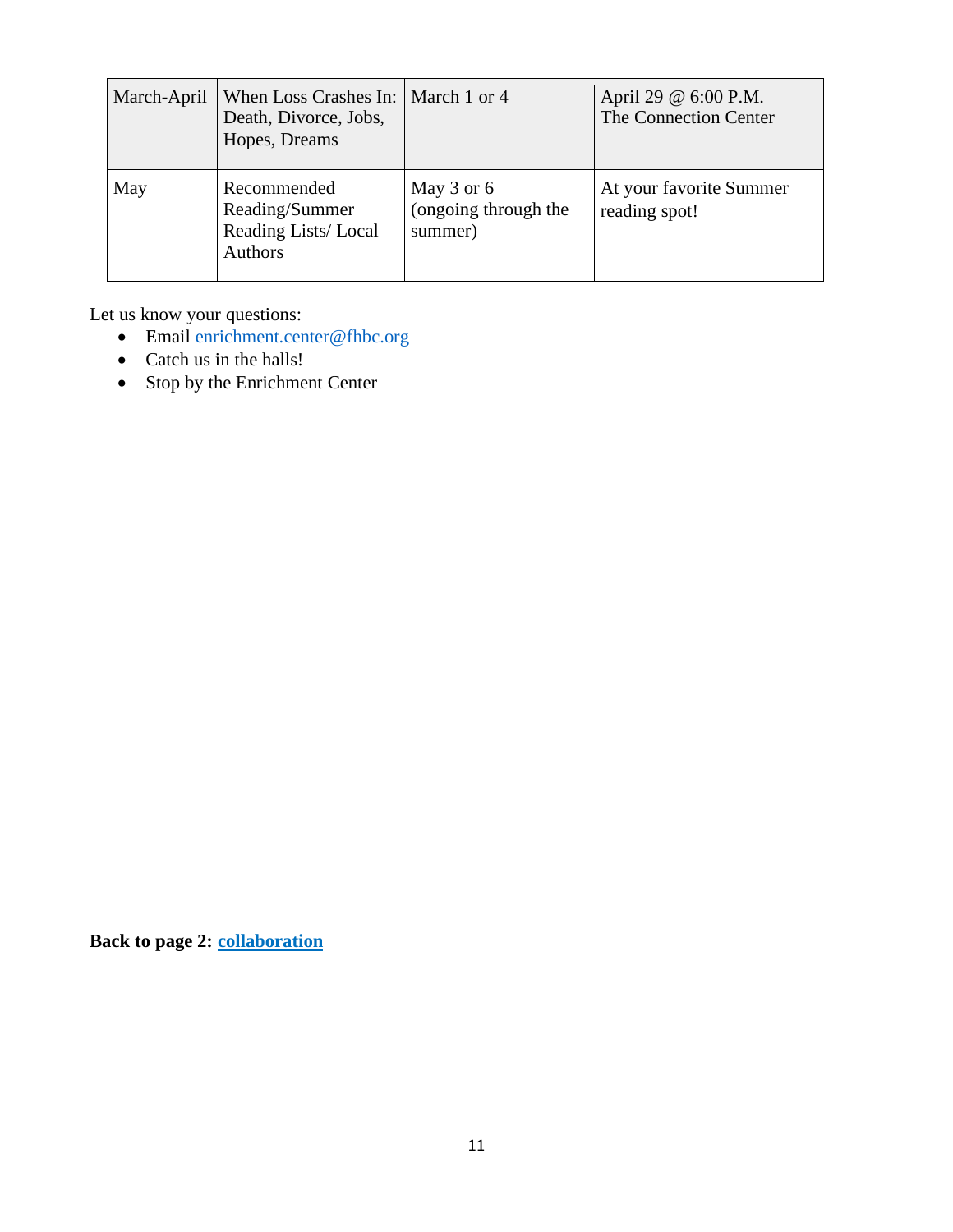| March-April | When Loss Crashes In: Death, Divorce, Jobs, Hopes, Dreams | March 1 or 4 | April 29 @ 6:00 P.M. The Connection Center |
|---|---|---|---|
| May | Recommended Reading/Summer Reading Lists/ Local Authors | May 3 or 6 (ongoing through the summer) | At your favorite Summer reading spot! |

Let us know your questions:

- Email enrichment.center@fhbc.org
- Catch us in the halls!
- Stop by the Enrichment Center

**Back to page 2: collaboration**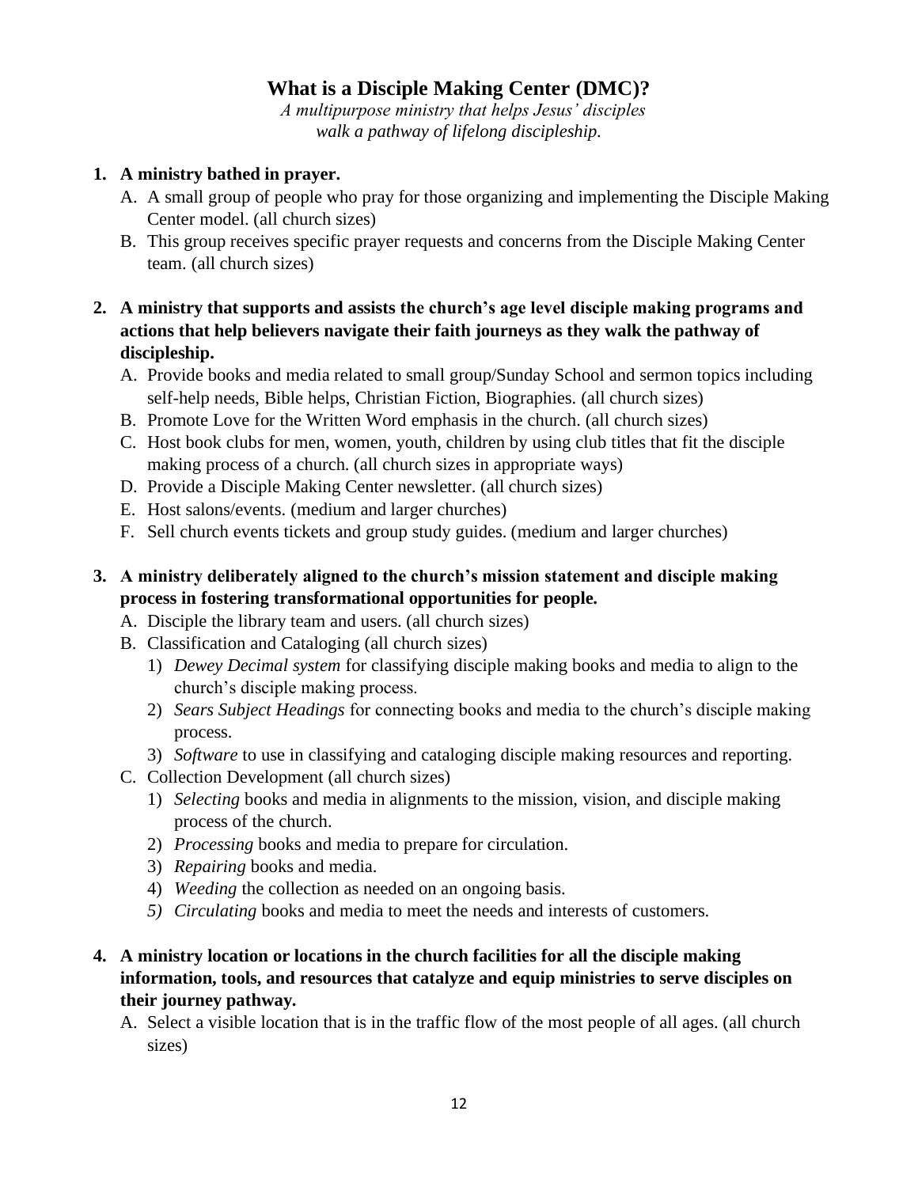# What is a Disciple Making Center (DMC)?

*A multipurpose ministry that helps Jesus' disciples walk a pathway of lifelong discipleship.*

1. **A ministry bathed in prayer.**
   A. A small group of people who pray for those organizing and implementing the Disciple Making Center model. (all church sizes)
   B. This group receives specific prayer requests and concerns from the Disciple Making Center team. (all church sizes)

2. **A ministry that supports and assists the church's age level disciple making programs and actions that help believers navigate their faith journeys as they walk the pathway of discipleship.**
   A. Provide books and media related to small group/Sunday School and sermon topics including self-help needs, Bible helps, Christian Fiction, Biographies. (all church sizes)
   B. Promote Love for the Written Word emphasis in the church. (all church sizes)
   C. Host book clubs for men, women, youth, children by using club titles that fit the disciple making process of a church. (all church sizes in appropriate ways)
   D. Provide a Disciple Making Center newsletter. (all church sizes)
   E. Host salons/events. (medium and larger churches)
   F. Sell church events tickets and group study guides. (medium and larger churches)

3. **A ministry deliberately aligned to the church's mission statement and disciple making process in fostering transformational opportunities for people.**
   A. Disciple the library team and users. (all church sizes)
   B. Classification and Cataloging (all church sizes)
      1) *Dewey Decimal system* for classifying disciple making books and media to align to the church's disciple making process.
      2) *Sears Subject Headings* for connecting books and media to the church's disciple making process.
      3) *Software* to use in classifying and cataloging disciple making resources and reporting.
   C. Collection Development (all church sizes)
      1) *Selecting* books and media in alignments to the mission, vision, and disciple making process of the church.
      2) *Processing* books and media to prepare for circulation.
      3) *Repairing* books and media.
      4) *Weeding* the collection as needed on an ongoing basis.
      5) *Circulating* books and media to meet the needs and interests of customers.

4. **A ministry location or locations in the church facilities for all the disciple making information, tools, and resources that catalyze and equip ministries to serve disciples on their journey pathway.**
   A. Select a visible location that is in the traffic flow of the most people of all ages. (all church sizes)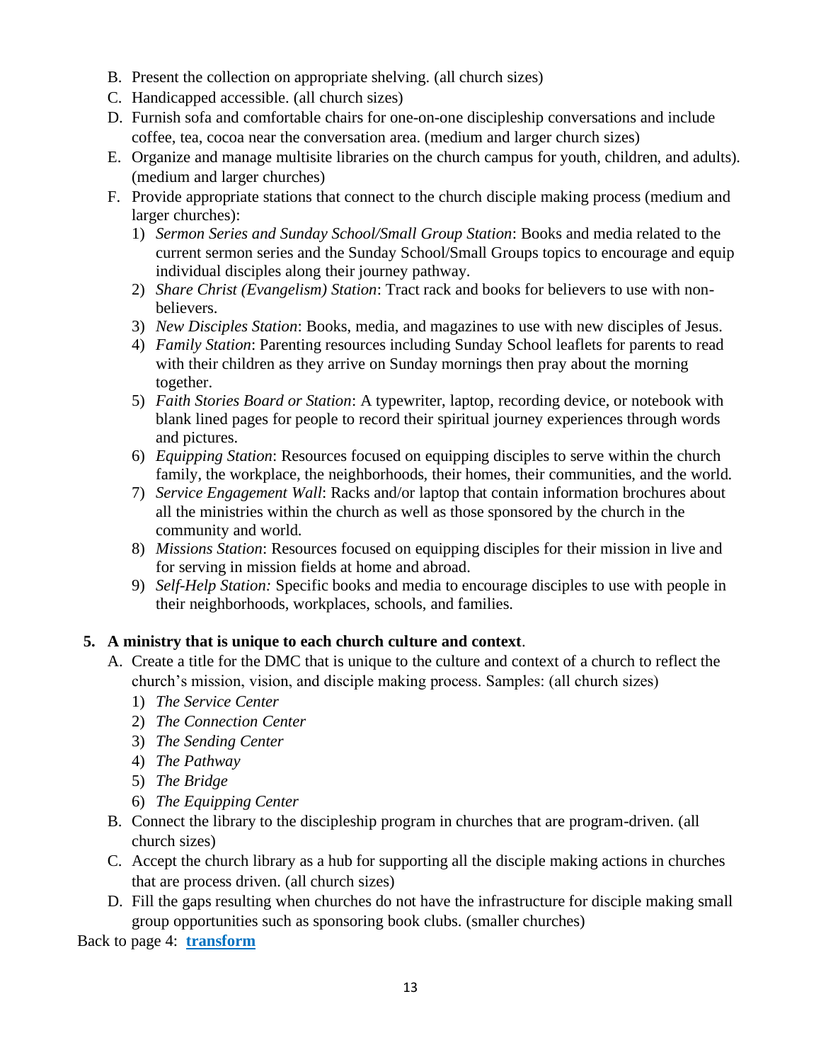B. Present the collection on appropriate shelving. (all church sizes)

C. Handicapped accessible. (all church sizes)

D. Furnish sofa and comfortable chairs for one-on-one discipleship conversations and include coffee, tea, cocoa near the conversation area. (medium and larger church sizes)

E. Organize and manage multisite libraries on the church campus for youth, children, and adults). (medium and larger churches)

F. Provide appropriate stations that connect to the church disciple making process (medium and larger churches):

1) *Sermon Series and Sunday School/Small Group Station*: Books and media related to the current sermon series and the Sunday School/Small Groups topics to encourage and equip individual disciples along their journey pathway.
2) *Share Christ (Evangelism) Station*: Tract rack and books for believers to use with non-believers.
3) *New Disciples Station*: Books, media, and magazines to use with new disciples of Jesus.
4) *Family Station*: Parenting resources including Sunday School leaflets for parents to read with their children as they arrive on Sunday mornings then pray about the morning together.
5) *Faith Stories Board or Station*: A typewriter, laptop, recording device, or notebook with blank lined pages for people to record their spiritual journey experiences through words and pictures.
6) *Equipping Station*: Resources focused on equipping disciples to serve within the church family, the workplace, the neighborhoods, their homes, their communities, and the world.
7) *Service Engagement Wall*: Racks and/or laptop that contain information brochures about all the ministries within the church as well as those sponsored by the church in the community and world.
8) *Missions Station*: Resources focused on equipping disciples for their mission in live and for serving in mission fields at home and abroad.
9) *Self-Help Station:* Specific books and media to encourage disciples to use with people in their neighborhoods, workplaces, schools, and families.

**5. A ministry that is unique to each church culture and context**.

A. Create a title for the DMC that is unique to the culture and context of a church to reflect the church's mission, vision, and disciple making process. Samples: (all church sizes)

1) *The Service Center*
2) *The Connection Center*
3) *The Sending Center*
4) *The Pathway*
5) *The Bridge*
6) *The Equipping Center*

B. Connect the library to the discipleship program in churches that are program-driven. (all church sizes)

C. Accept the church library as a hub for supporting all the disciple making actions in churches that are process driven. (all church sizes)

D. Fill the gaps resulting when churches do not have the infrastructure for disciple making small group opportunities such as sponsoring book clubs. (smaller churches)

Back to page 4: **transform**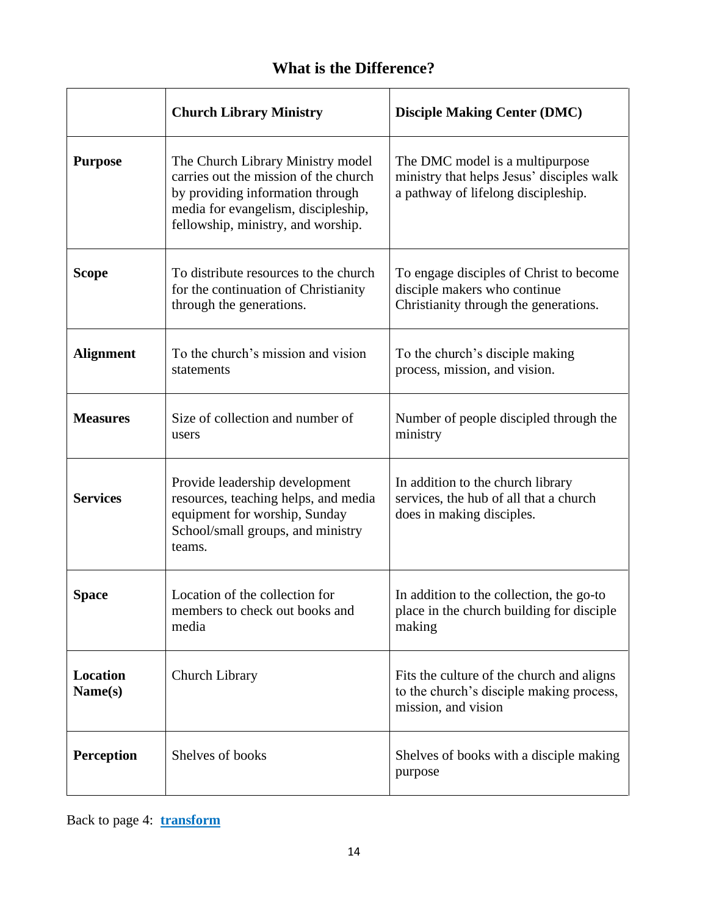## What is the Difference?

| | **Church Library Ministry** | **Disciple Making Center (DMC)** |
|---|---|---|
| **Purpose** | The Church Library Ministry model carries out the mission of the church by providing information through media for evangelism, discipleship, fellowship, ministry, and worship. | The DMC model is a multipurpose ministry that helps Jesus' disciples walk a pathway of lifelong discipleship. |
| **Scope** | To distribute resources to the church for the continuation of Christianity through the generations. | To engage disciples of Christ to become disciple makers who continue Christianity through the generations. |
| **Alignment** | To the church's mission and vision statements | To the church's disciple making process, mission, and vision. |
| **Measures** | Size of collection and number of users | Number of people discipled through the ministry |
| **Services** | Provide leadership development resources, teaching helps, and media equipment for worship, Sunday School/small groups, and ministry teams. | In addition to the church library services, the hub of all that a church does in making disciples. |
| **Space** | Location of the collection for members to check out books and media | In addition to the collection, the go-to place in the church building for disciple making |
| **Location Name(s)** | Church Library | Fits the culture of the church and aligns to the church's disciple making process, mission, and vision |
| **Perception** | Shelves of books | Shelves of books with a disciple making purpose |

Back to page 4: **transform**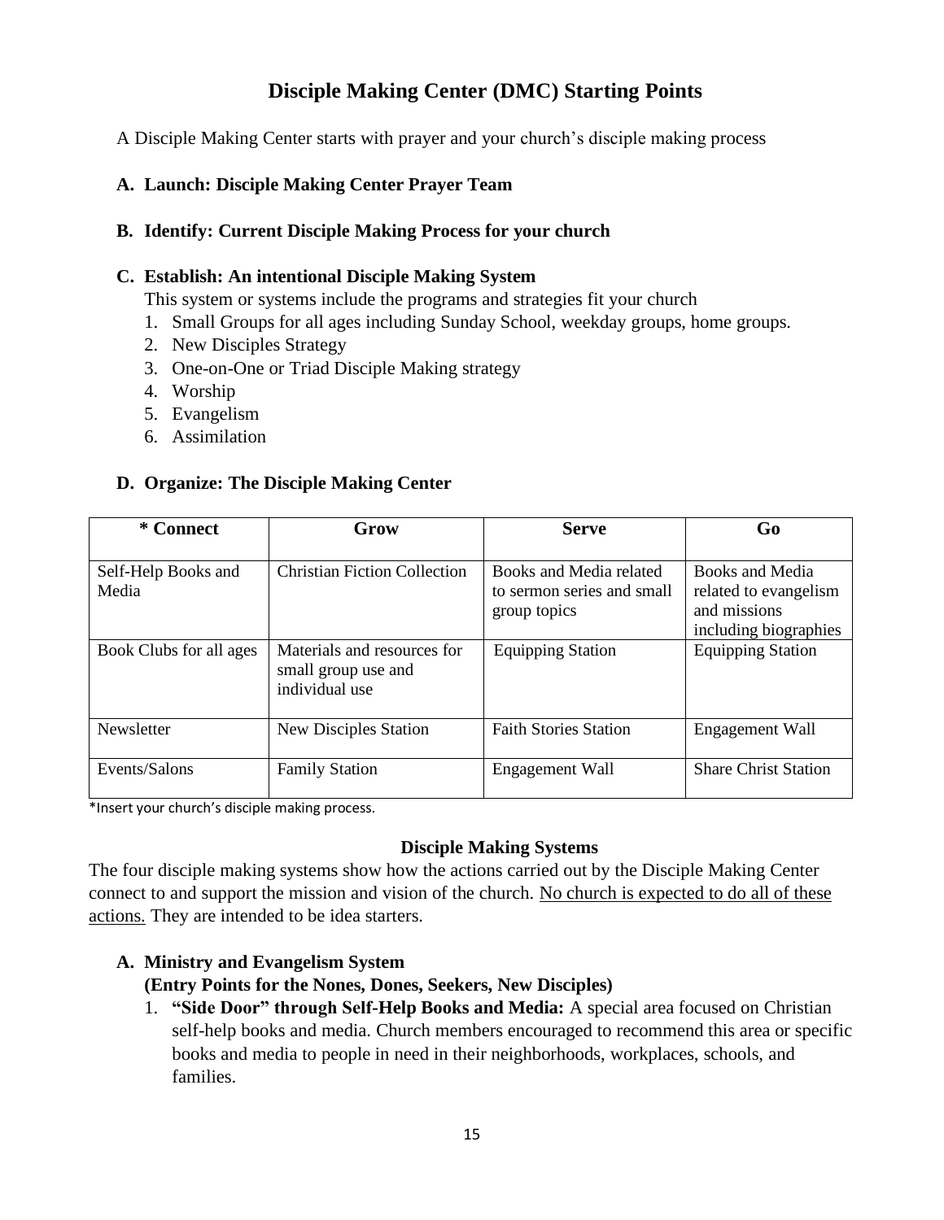## Disciple Making Center (DMC) Starting Points

A Disciple Making Center starts with prayer and your church's disciple making process

**A. Launch: Disciple Making Center Prayer Team**

**B. Identify: Current Disciple Making Process for your church**

**C. Establish: An intentional Disciple Making System**

This system or systems include the programs and strategies fit your church

1. Small Groups for all ages including Sunday School, weekday groups, home groups.
2. New Disciples Strategy
3. One-on-One or Triad Disciple Making strategy
4. Worship
5. Evangelism
6. Assimilation

**D. Organize: The Disciple Making Center**

| * Connect | Grow | Serve | Go |
|---|---|---|---|
| Self-Help Books and Media | Christian Fiction Collection | Books and Media related to sermon series and small group topics | Books and Media related to evangelism and missions including biographies |
| Book Clubs for all ages | Materials and resources for small group use and individual use | Equipping Station | Equipping Station |
| Newsletter | New Disciples Station | Faith Stories Station | Engagement Wall |
| Events/Salons | Family Station | Engagement Wall | Share Christ Station |

*Insert your church's disciple making process.

### Disciple Making Systems

The four disciple making systems show how the actions carried out by the Disciple Making Center connect to and support the mission and vision of the church. <u>No church is expected to do all of these actions.</u> They are intended to be idea starters.

**A. Ministry and Evangelism System**
**(Entry Points for the Nones, Dones, Seekers, New Disciples)**

1. **"Side Door" through Self-Help Books and Media:** A special area focused on Christian self-help books and media. Church members encouraged to recommend this area or specific books and media to people in need in their neighborhoods, workplaces, schools, and families.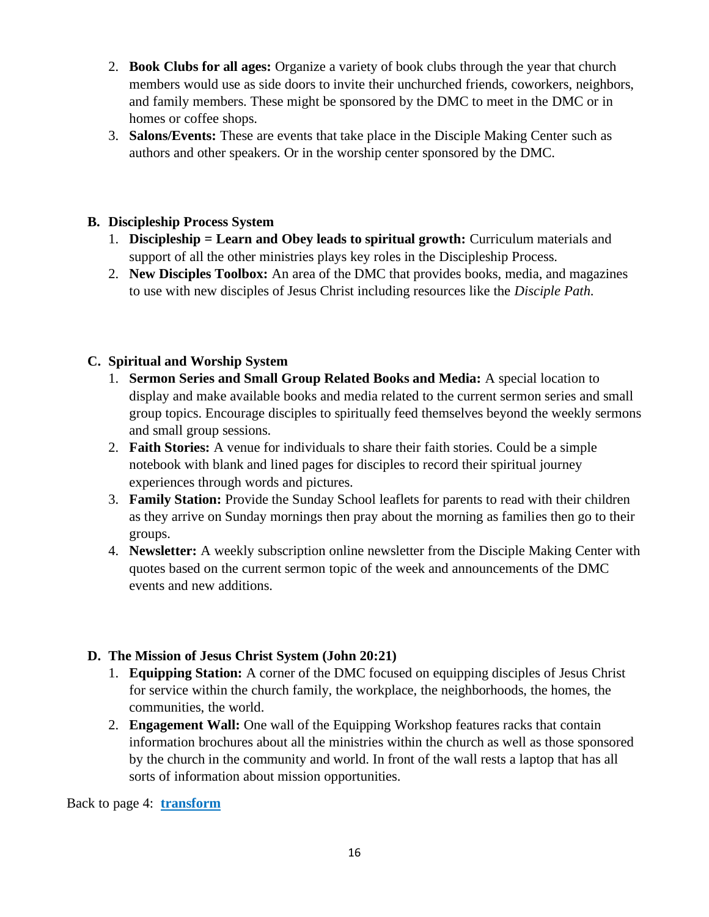2. **Book Clubs for all ages:** Organize a variety of book clubs through the year that church members would use as side doors to invite their unchurched friends, coworkers, neighbors, and family members. These might be sponsored by the DMC to meet in the DMC or in homes or coffee shops.
3. **Salons/Events:** These are events that take place in the Disciple Making Center such as authors and other speakers. Or in the worship center sponsored by the DMC.

**B. Discipleship Process System**

1. **Discipleship = Learn and Obey leads to spiritual growth:** Curriculum materials and support of all the other ministries plays key roles in the Discipleship Process.
2. **New Disciples Toolbox:** An area of the DMC that provides books, media, and magazines to use with new disciples of Jesus Christ including resources like the *Disciple Path.*

**C. Spiritual and Worship System**

1. **Sermon Series and Small Group Related Books and Media:** A special location to display and make available books and media related to the current sermon series and small group topics. Encourage disciples to spiritually feed themselves beyond the weekly sermons and small group sessions.
2. **Faith Stories:** A venue for individuals to share their faith stories. Could be a simple notebook with blank and lined pages for disciples to record their spiritual journey experiences through words and pictures.
3. **Family Station:** Provide the Sunday School leaflets for parents to read with their children as they arrive on Sunday mornings then pray about the morning as families then go to their groups.
4. **Newsletter:** A weekly subscription online newsletter from the Disciple Making Center with quotes based on the current sermon topic of the week and announcements of the DMC events and new additions.

**D. The Mission of Jesus Christ System (John 20:21)**

1. **Equipping Station:** A corner of the DMC focused on equipping disciples of Jesus Christ for service within the church family, the workplace, the neighborhoods, the homes, the communities, the world.
2. **Engagement Wall:** One wall of the Equipping Workshop features racks that contain information brochures about all the ministries within the church as well as those sponsored by the church in the community and world. In front of the wall rests a laptop that has all sorts of information about mission opportunities.

Back to page 4: **transform**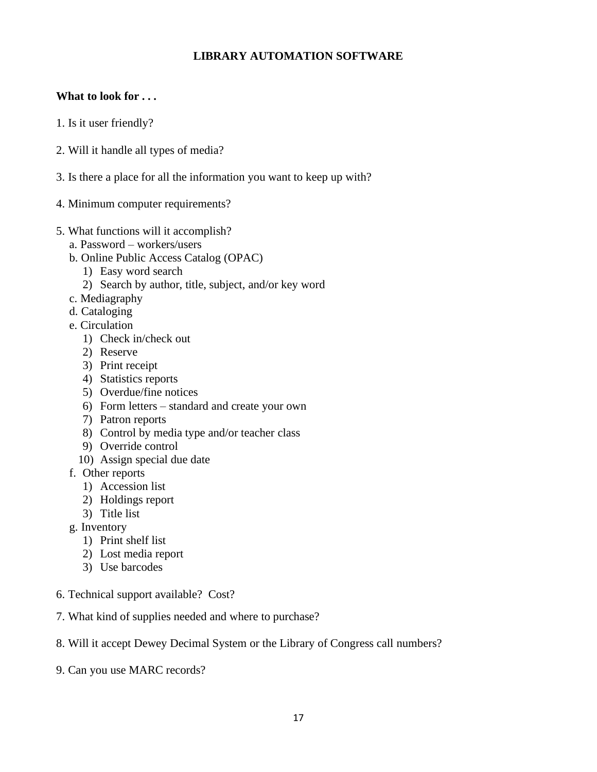# LIBRARY AUTOMATION SOFTWARE

**What to look for . . .**

1. Is it user friendly?

2. Will it handle all types of media?

3. Is there a place for all the information you want to keep up with?

4. Minimum computer requirements?

5. What functions will it accomplish?
   - a. Password – workers/users
   - b. Online Public Access Catalog (OPAC)
     - 1) Easy word search
     - 2) Search by author, title, subject, and/or key word
   - c. Mediagraphy
   - d. Cataloging
   - e. Circulation
     - 1) Check in/check out
     - 2) Reserve
     - 3) Print receipt
     - 4) Statistics reports
     - 5) Overdue/fine notices
     - 6) Form letters – standard and create your own
     - 7) Patron reports
     - 8) Control by media type and/or teacher class
     - 9) Override control
     - 10) Assign special due date
   - f. Other reports
     - 1) Accession list
     - 2) Holdings report
     - 3) Title list
   - g. Inventory
     - 1) Print shelf list
     - 2) Lost media report
     - 3) Use barcodes

6. Technical support available? Cost?

7. What kind of supplies needed and where to purchase?

8. Will it accept Dewey Decimal System or the Library of Congress call numbers?

9. Can you use MARC records?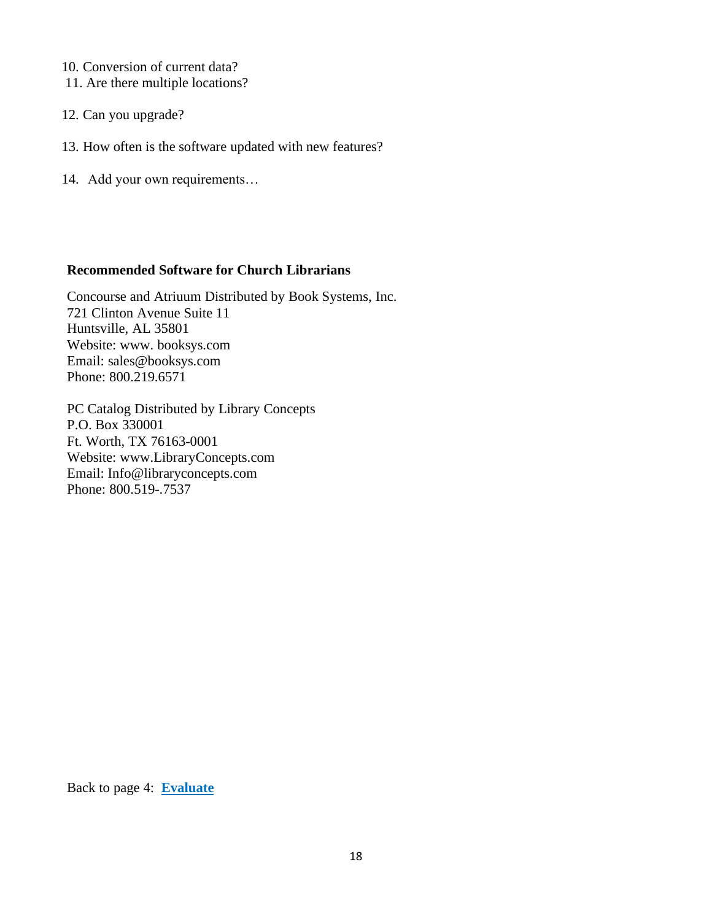10. Conversion of current data?
11. Are there multiple locations?
12. Can you upgrade?
13. How often is the software updated with new features?
14. Add your own requirements…

**Recommended Software for Church Librarians**

Concourse and Atriuum Distributed by Book Systems, Inc.
721 Clinton Avenue Suite 11
Huntsville, AL 35801
Website: www. booksys.com
Email: sales@booksys.com
Phone: 800.219.6571

PC Catalog Distributed by Library Concepts
P.O. Box 330001
Ft. Worth, TX 76163-0001
Website: www.LibraryConcepts.com
Email: Info@libraryconcepts.com
Phone: 800.519-.7537

Back to page 4: **Evaluate**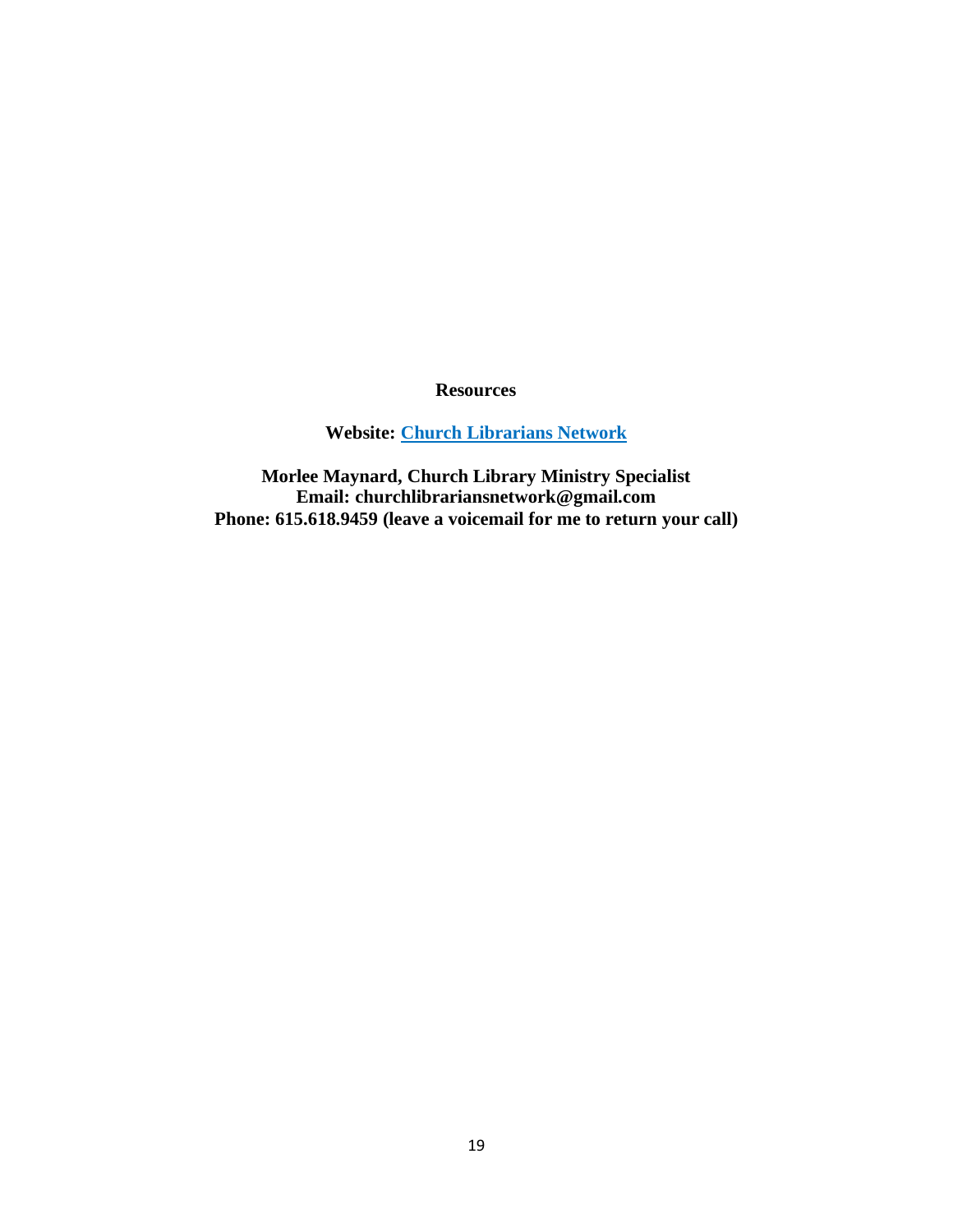# Resources

**Website: Church Librarians Network**

**Morlee Maynard, Church Library Ministry Specialist**
**Email: churchlibrariansnetwork@gmail.com**
**Phone: 615.618.9459 (leave a voicemail for me to return your call)**